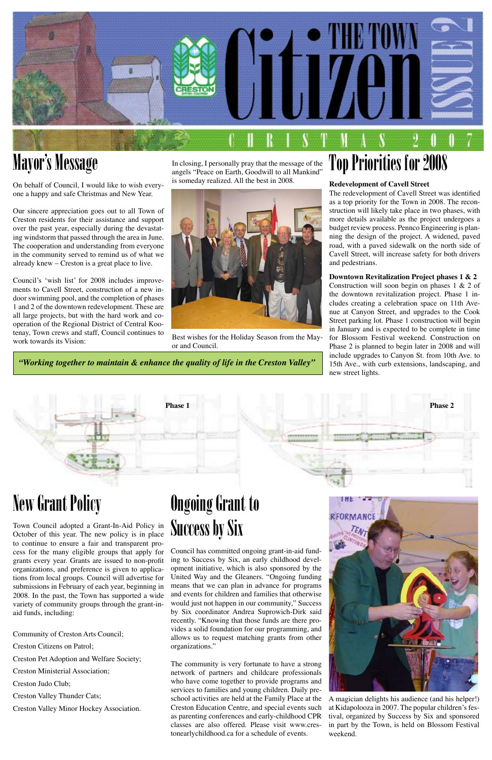# THE TOWN Citizen ISSUE 2

CHRISTMAS 2007

## Mayor's Message

On behalf of Council, I would like to wish everyone a happy and safe Christmas and New Year.

Our sincere appreciation goes out to all Town of Creston residents for their assistance and support over the past year, especially during the devastating windstorm that passed through the area in June. The cooperation and understanding from everyone in the community served to remind us of what we already knew – Creston is a great place to live.

Council's 'wish list' for 2008 includes improvements to Cavell Street, construction of a new indoor swimming pool, and the completion of phases 1 and 2 of the downtown redevelopment. These are all large projects, but with the hard work and cooperation of the Regional District of Central Kootenay, Town crews and staff, Council continues to work towards its Vision:

In closing, I personally pray that the message of the angels "Peace on Earth, Goodwill to all Mankind" is someday realized. All the best in 2008.

Best wishes for the Holiday Season from the Mayor and Council.

*"Working together to maintain & enhance the quality of life in the Creston Valley"*

## Top Priorities for 2008

**Redevelopment of Cavell Street**

The redevelopment of Cavell Street was identified as a top priority for the Town in 2008. The reconstruction will likely take place in two phases, with more details available as the project undergoes a budget review process. Pennco Engineering is planning the design of the project. A widened, paved road, with a paved sidewalk on the north side of Cavell Street, will increase safety for both drivers and pedestrians.

**Downtown Revitalization Project phases 1 & 2**

Construction will soon begin on phases 1 & 2 of the downtown revitalization project. Phase 1 includes creating a celebration space on 11th Avenue at Canyon Street, and upgrades to the Cook Street parking lot. Phase 1 construction will begin in January and is expected to be complete in time for Blossom Festival weekend. Construction on Phase 2 is planned to begin later in 2008 and will include upgrades to Canyon St. from 10th Ave. to 15th Ave., with curb extensions, landscaping, and new street lights.

Phase 1

Phase 2

## New Grant Policy

Town Council adopted a Grant-In-Aid Policy in October of this year. The new policy is in place to continue to ensure a fair and transparent process for the many eligible groups that apply for grants every year. Grants are issued to non-profit organizations, and preference is given to applications from local groups. Council will advertise for submissions in February of each year, beginning in 2008. In the past, the Town has supported a wide variety of community groups through the grant-in-aid funds, including:

- Community of Creston Arts Council;
- Creston Citizens on Patrol;
- Creston Pet Adoption and Welfare Society;
- Creston Ministerial Association;
- Creston Judo Club;
- Creston Valley Thunder Cats;
- Creston Valley Minor Hockey Association.

## Ongoing Grant to Success by Six

Council has committed ongoing grant-in-aid funding to Success by Six, an early childhood development initiative, which is also sponsored by the United Way and the Gleaners. "Ongoing funding means that we can plan in advance for programs and events for children and families that otherwise would just not happen in our community," Success by Six coordinator Andrea Suprowich-Dirk said recently. "Knowing that those funds are there provides a solid foundation for our programming, and allows us to request matching grants from other organizations."

The community is very fortunate to have a strong network of partners and childcare professionals who have come together to provide programs and services to families and young children. Daily preschool activities are held at the Family Place at the Creston Education Centre, and special events such as parenting conferences and early-childhood CPR classes are also offered. Please visit www.crestonearlychildhood.ca for a schedule of events.

A magician delights his audience (and his helper!) at Kidapolooza in 2007. The popular children's festival, organized by Success by Six and sponsored in part by the Town, is held on Blossom Festival weekend.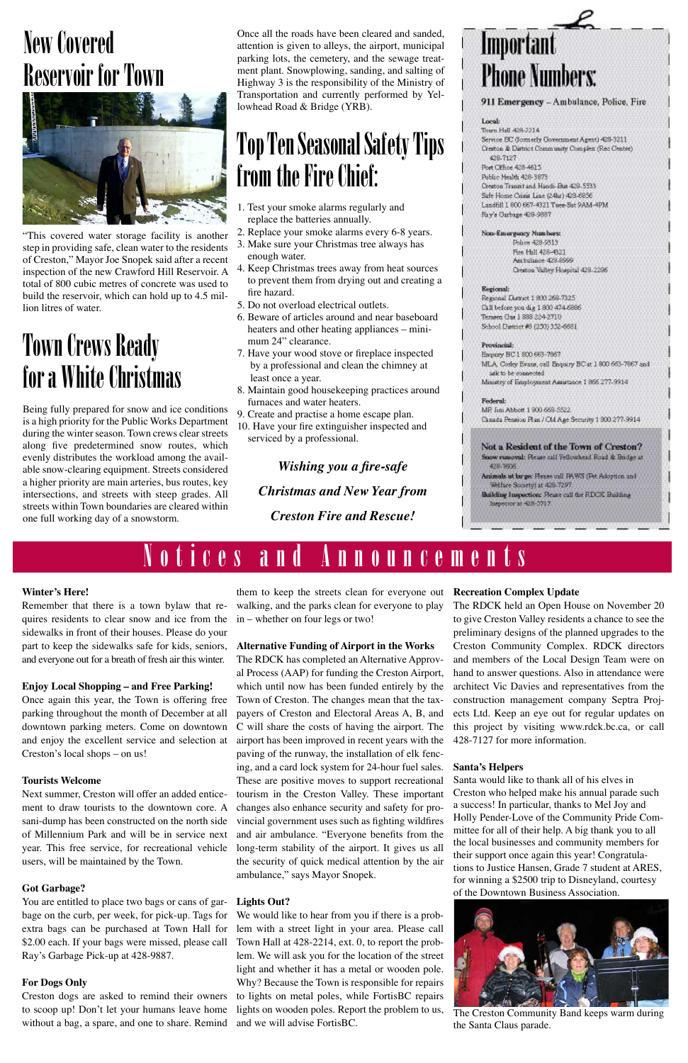# New Covered Reservoir for Town

"This covered water storage facility is another step in providing safe, clean water to the residents of Creston," Mayor Joe Snopek said after a recent inspection of the new Crawford Hill Reservoir. A total of 800 cubic metres of concrete was used to build the reservoir, which can hold up to 4.5 million litres of water.

# Town Crews Ready for a White Christmas

Being fully prepared for snow and ice conditions is a high priority for the Public Works Department during the winter season. Town crews clear streets along five predetermined snow routes, which evenly distributes the workload among the available snow-clearing equipment. Streets considered a higher priority are main arteries, bus routes, key intersections, and streets with steep grades. All streets within Town boundaries are cleared within one full working day of a snowstorm.

Once all the roads have been cleared and sanded, attention is given to alleys, the airport, municipal parking lots, the cemetery, and the sewage treatment plant. Snowplowing, sanding, and salting of Highway 3 is the responsibility of the Ministry of Transportation and currently performed by Yellowhead Road & Bridge (YRB).

# Top Ten Seasonal Safety Tips from the Fire Chief:

1. Test your smoke alarms regularly and replace the batteries annually.
2. Replace your smoke alarms every 6-8 years.
3. Make sure your Christmas tree always has enough water.
4. Keep Christmas trees away from heat sources to prevent them from drying out and creating a fire hazard.
5. Do not overload electrical outlets.
6. Beware of articles around and near baseboard heaters and other heating appliances – minimum 24" clearance.
7. Have your wood stove or fireplace inspected by a professional and clean the chimney at least once a year.
8. Maintain good housekeeping practices around furnaces and water heaters.
9. Create and practise a home escape plan.
10. Have your fire extinguisher inspected and serviced by a professional.

***Wishing you a fire-safe Christmas and New Year from Creston Fire and Rescue!***

# Important Phone Numbers:

**911 Emergency** – Ambulance, Police, Fire

**Local:**
Town Hall 428-2214
Service BC (formerly Government Agent) 428-3211
Creston & District Community Complex (Rec Centre) 428-7127
Post Office 428-4615
Public Health 428-3873
Creston Transit and Handi-Bus 428-5533
Safe Home Crisis Line (24hr) 428-6856
Landfill 1 800 667-4321 Tues-Sat 9AM-4PM
Ray's Garbage 428-9887

**Non-Emergency Numbers:**
Police 428-9313
Fire Hall 428-4321
Ambulance 428-8999
Creston Valley Hospital 428-2286

**Regional:**
Regional District 1 800 268-7325
Call before you dig 1 800 474-6886
Terasen Gas 1 888 224-2710
School District #8 (250) 352-6681

**Provincial:**
Enquiry BC 1 800 663-7867
MLA Corky Evans, call Enquiry BC at 1 800 663-7867 and ask to be connected
Ministry of Employment Assistance 1 866 277-9914

**Federal:**
MP Jim Abbott 1 800 668-5522
Canada Pension Plan / Old Age Security 1 800 277-9914

**Not a Resident of the Town of Creston?**
**Snow removal:** Please call Yellowhead Road & Bridge at 428-7606
**Animals at large:** Please call PAWS (Pet Adoption and Welfare Society) at 428-7297
**Building Inspection:** Please call the RDCK Building Inspector at 428-5717

# Notices and Announcements

**Winter's Here!**
Remember that there is a town bylaw that requires residents to clear snow and ice from the sidewalks in front of their houses. Please do your part to keep the sidewalks safe for kids, seniors, and everyone out for a breath of fresh air this winter.

**Enjoy Local Shopping – and Free Parking!**
Once again this year, the Town is offering free parking throughout the month of December at all downtown parking meters. Come on downtown and enjoy the excellent service and selection at Creston's local shops – on us!

**Tourists Welcome**
Next summer, Creston will offer an added enticement to draw tourists to the downtown core. A sani-dump has been constructed on the north side of Millennium Park and will be in service next year. This free service, for recreational vehicle users, will be maintained by the Town.

**Got Garbage?**
You are entitled to place two bags or cans of garbage on the curb, per week, for pick-up. Tags for extra bags can be purchased at Town Hall for $2.00 each. If your bags were missed, please call Ray's Garbage Pick-up at 428-9887.

**For Dogs Only**
Creston dogs are asked to remind their owners to scoop up! Don't let your humans leave home without a bag, a spare, and one to share. Remind them to keep the streets clean for everyone out walking, and the parks clean for everyone to play in – whether on four legs or two!

**Alternative Funding of Airport in the Works**
The RDCK has completed an Alternative Approval Process (AAP) for funding the Creston Airport, which until now has been funded entirely by the Town of Creston. The changes mean that the taxpayers of Creston and Electoral Areas A, B, and C will share the costs of having the airport. The airport has been improved in recent years with the paving of the runway, the installation of elk fencing, and a card lock system for 24-hour fuel sales. These are positive moves to support recreational tourism in the Creston Valley. These important changes also enhance security and safety for provincial government uses such as fighting wildfires and air ambulance. "Everyone benefits from the long-term stability of the airport. It gives us all the security of quick medical attention by the air ambulance," says Mayor Snopek.

**Lights Out?**
We would like to hear from you if there is a problem with a street light in your area. Please call Town Hall at 428-2214, ext. 0, to report the problem. We will ask you for the location of the street light and whether it has a metal or wooden pole. Why? Because the Town is responsible for repairs to lights on metal poles, while FortisBC repairs lights on wooden poles. Report the problem to us, and we will advise FortisBC.

**Recreation Complex Update**
The RDCK held an Open House on November 20 to give Creston Valley residents a chance to see the preliminary designs of the planned upgrades to the Creston Community Complex. RDCK directors and members of the Local Design Team were on hand to answer questions. Also in attendance were architect Vic Davies and representatives from the construction management company Septra Projects Ltd. Keep an eye out for regular updates on this project by visiting www.rdck.bc.ca, or call 428-7127 for more information.

**Santa's Helpers**
Santa would like to thank all of his elves in Creston who helped make his annual parade such a success! In particular, thanks to Mel Joy and Holly Pender-Love of the Community Pride Committee for all of their help. A big thank you to all the local businesses and community members for their support once again this year! Congratulations to Justice Hansen, Grade 7 student at ARES, for winning a $2500 trip to Disneyland, courtesy of the Downtown Business Association.

The Creston Community Band keeps warm during the Santa Claus parade.